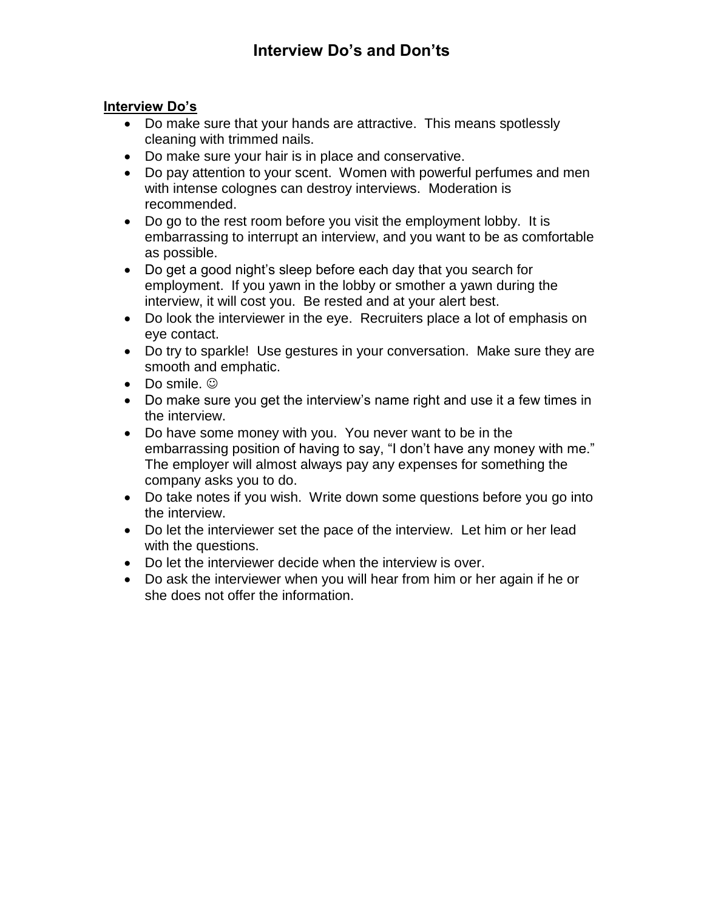# Interview Do's and Don'ts

## Interview Do's

- Do make sure that your hands are attractive. This means spotlessly cleaning with trimmed nails.
- Do make sure your hair is in place and conservative.
- Do pay attention to your scent. Women with powerful perfumes and men with intense colognes can destroy interviews. Moderation is recommended.
- Do go to the rest room before you visit the employment lobby. It is embarrassing to interrupt an interview, and you want to be as comfortable as possible.
- Do get a good night's sleep before each day that you search for employment. If you yawn in the lobby or smother a yawn during the interview, it will cost you. Be rested and at your alert best.
- Do look the interviewer in the eye. Recruiters place a lot of emphasis on eye contact.
- Do try to sparkle! Use gestures in your conversation. Make sure they are smooth and emphatic.
- Do smile. ☺
- Do make sure you get the interview's name right and use it a few times in the interview.
- Do have some money with you. You never want to be in the embarrassing position of having to say, "I don't have any money with me." The employer will almost always pay any expenses for something the company asks you to do.
- Do take notes if you wish. Write down some questions before you go into the interview.
- Do let the interviewer set the pace of the interview. Let him or her lead with the questions.
- Do let the interviewer decide when the interview is over.
- Do ask the interviewer when you will hear from him or her again if he or she does not offer the information.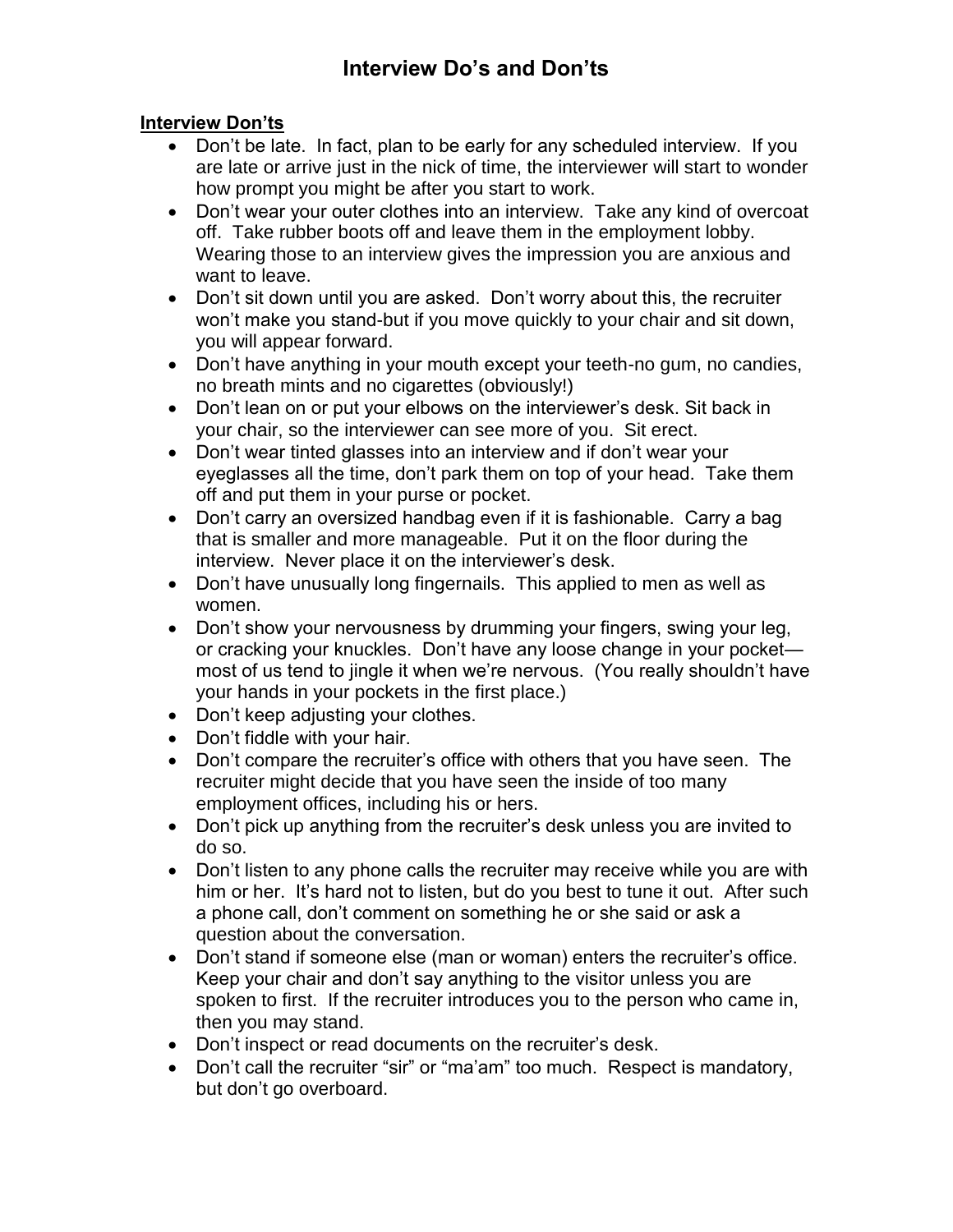# Interview Do's and Don'ts

**Interview Don'ts**

- Don't be late. In fact, plan to be early for any scheduled interview. If you are late or arrive just in the nick of time, the interviewer will start to wonder how prompt you might be after you start to work.
- Don't wear your outer clothes into an interview. Take any kind of overcoat off. Take rubber boots off and leave them in the employment lobby. Wearing those to an interview gives the impression you are anxious and want to leave.
- Don't sit down until you are asked. Don't worry about this, the recruiter won't make you stand-but if you move quickly to your chair and sit down, you will appear forward.
- Don't have anything in your mouth except your teeth-no gum, no candies, no breath mints and no cigarettes (obviously!)
- Don't lean on or put your elbows on the interviewer's desk. Sit back in your chair, so the interviewer can see more of you. Sit erect.
- Don't wear tinted glasses into an interview and if don't wear your eyeglasses all the time, don't park them on top of your head. Take them off and put them in your purse or pocket.
- Don't carry an oversized handbag even if it is fashionable. Carry a bag that is smaller and more manageable. Put it on the floor during the interview. Never place it on the interviewer's desk.
- Don't have unusually long fingernails. This applied to men as well as women.
- Don't show your nervousness by drumming your fingers, swing your leg, or cracking your knuckles. Don't have any loose change in your pocket—most of us tend to jingle it when we're nervous. (You really shouldn't have your hands in your pockets in the first place.)
- Don't keep adjusting your clothes.
- Don't fiddle with your hair.
- Don't compare the recruiter's office with others that you have seen. The recruiter might decide that you have seen the inside of too many employment offices, including his or hers.
- Don't pick up anything from the recruiter's desk unless you are invited to do so.
- Don't listen to any phone calls the recruiter may receive while you are with him or her. It's hard not to listen, but do you best to tune it out. After such a phone call, don't comment on something he or she said or ask a question about the conversation.
- Don't stand if someone else (man or woman) enters the recruiter's office. Keep your chair and don't say anything to the visitor unless you are spoken to first. If the recruiter introduces you to the person who came in, then you may stand.
- Don't inspect or read documents on the recruiter's desk.
- Don't call the recruiter "sir" or "ma'am" too much. Respect is mandatory, but don't go overboard.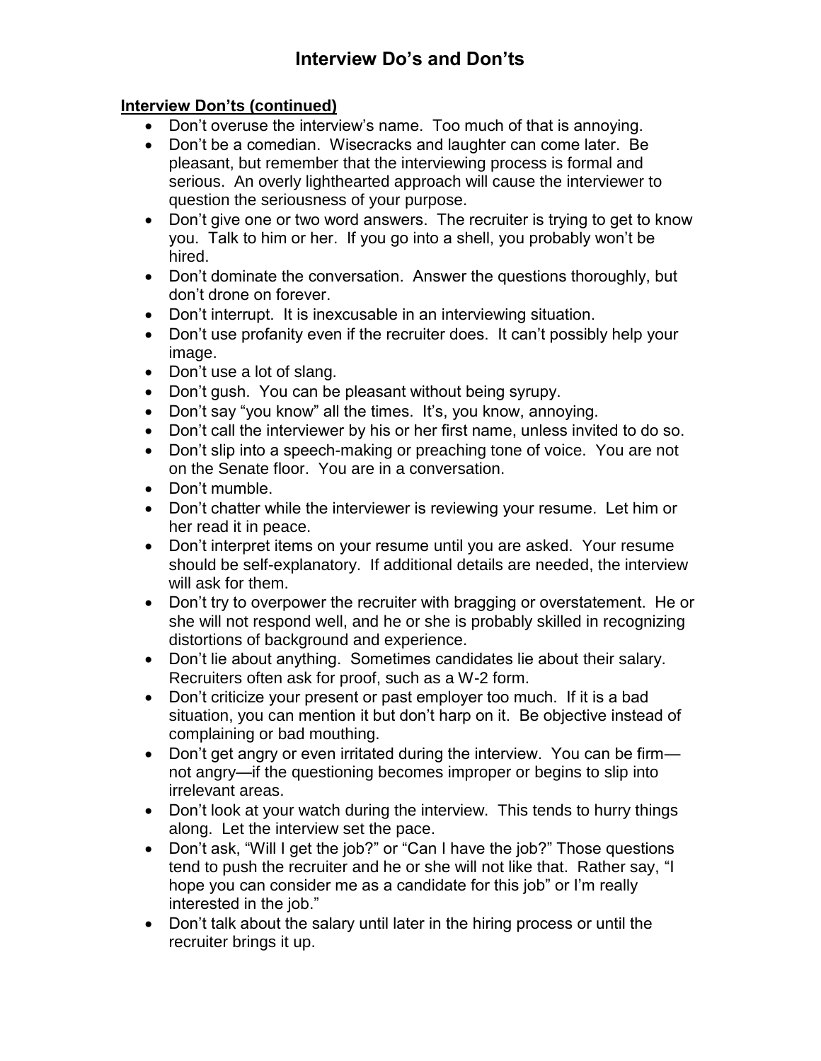# Interview Do's and Don'ts

**Interview Don'ts (continued)**

- Don't overuse the interview's name. Too much of that is annoying.
- Don't be a comedian. Wisecracks and laughter can come later. Be pleasant, but remember that the interviewing process is formal and serious. An overly lighthearted approach will cause the interviewer to question the seriousness of your purpose.
- Don't give one or two word answers. The recruiter is trying to get to know you. Talk to him or her. If you go into a shell, you probably won't be hired.
- Don't dominate the conversation. Answer the questions thoroughly, but don't drone on forever.
- Don't interrupt. It is inexcusable in an interviewing situation.
- Don't use profanity even if the recruiter does. It can't possibly help your image.
- Don't use a lot of slang.
- Don't gush. You can be pleasant without being syrupy.
- Don't say "you know" all the times. It's, you know, annoying.
- Don't call the interviewer by his or her first name, unless invited to do so.
- Don't slip into a speech-making or preaching tone of voice. You are not on the Senate floor. You are in a conversation.
- Don't mumble.
- Don't chatter while the interviewer is reviewing your resume. Let him or her read it in peace.
- Don't interpret items on your resume until you are asked. Your resume should be self-explanatory. If additional details are needed, the interview will ask for them.
- Don't try to overpower the recruiter with bragging or overstatement. He or she will not respond well, and he or she is probably skilled in recognizing distortions of background and experience.
- Don't lie about anything. Sometimes candidates lie about their salary. Recruiters often ask for proof, such as a W-2 form.
- Don't criticize your present or past employer too much. If it is a bad situation, you can mention it but don't harp on it. Be objective instead of complaining or bad mouthing.
- Don't get angry or even irritated during the interview. You can be firm—not angry—if the questioning becomes improper or begins to slip into irrelevant areas.
- Don't look at your watch during the interview. This tends to hurry things along. Let the interview set the pace.
- Don't ask, "Will I get the job?" or "Can I have the job?" Those questions tend to push the recruiter and he or she will not like that. Rather say, "I hope you can consider me as a candidate for this job" or I'm really interested in the job."
- Don't talk about the salary until later in the hiring process or until the recruiter brings it up.